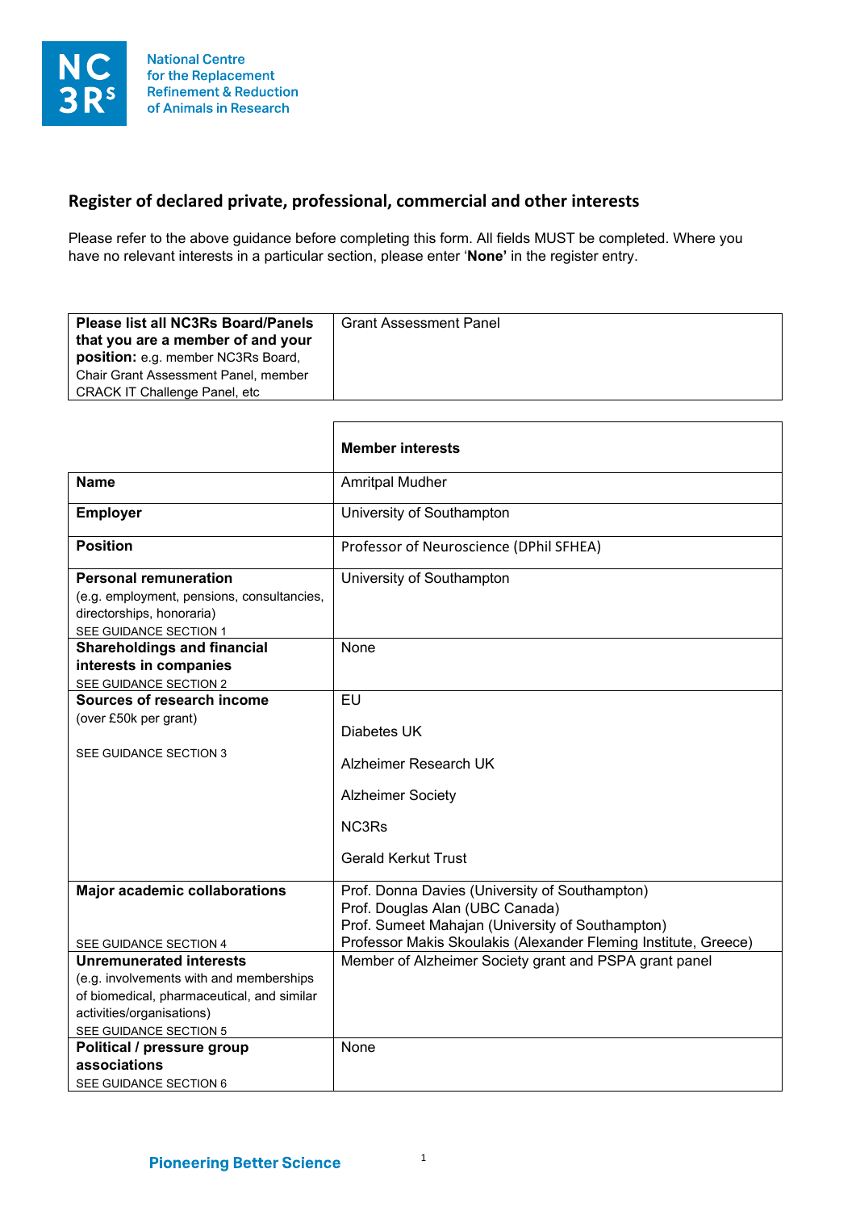National Centre for the Replacement Refinement & Reduction of Animals in Research

## Register of declared private, professional, commercial and other interests

Please refer to the above guidance before completing this form. All fields MUST be completed. Where you have no relevant interests in a particular section, please enter '**None**' in the register entry.

| **Please list all NC3Rs Board/Panels that you are a member of and your position:** e.g. member NC3Rs Board, Chair Grant Assessment Panel, member CRACK IT Challenge Panel, etc | Grant Assessment Panel |
|---|---|

| | **Member interests** |
|---|---|
| **Name** | Amritpal Mudher |
| **Employer** | University of Southampton |
| **Position** | Professor of Neuroscience (DPhil SFHEA) |
| **Personal remuneration** (e.g. employment, pensions, consultancies, directorships, honoraria) SEE GUIDANCE SECTION 1 | University of Southampton |
| **Shareholdings and financial interests in companies** SEE GUIDANCE SECTION 2 | None |
| **Sources of research income** (over £50k per grant) SEE GUIDANCE SECTION 3 | EU<br>Diabetes UK<br>Alzheimer Research UK<br>Alzheimer Society<br>NC3Rs<br>Gerald Kerkut Trust |
| **Major academic collaborations** SEE GUIDANCE SECTION 4 | Prof. Donna Davies (University of Southampton)<br>Prof. Douglas Alan (UBC Canada)<br>Prof. Sumeet Mahajan (University of Southampton)<br>Professor Makis Skoulakis (Alexander Fleming Institute, Greece) |
| **Unremunerated interests** (e.g. involvements with and memberships of biomedical, pharmaceutical, and similar activities/organisations) SEE GUIDANCE SECTION 5 | Member of Alzheimer Society grant and PSPA grant panel |
| **Political / pressure group associations** SEE GUIDANCE SECTION 6 | None |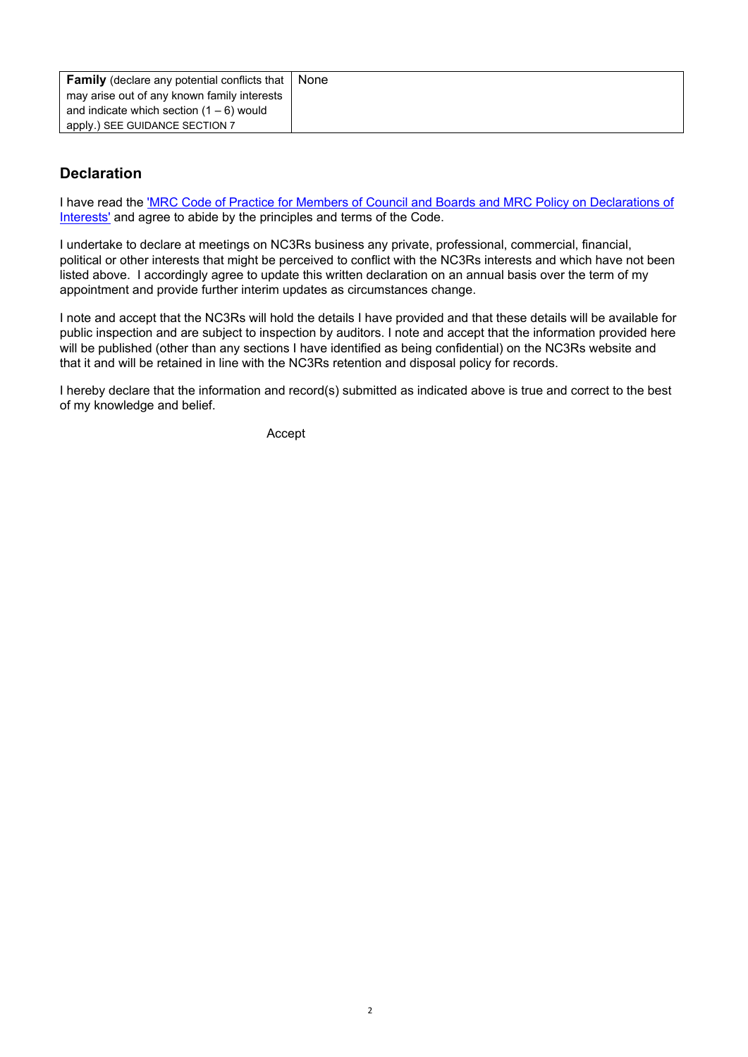| | |
|---|---|
| **Family** (declare any potential conflicts that may arise out of any known family interests and indicate which section (1 – 6) would apply.) SEE GUIDANCE SECTION 7 | None |

## Declaration

I have read the 'MRC Code of Practice for Members of Council and Boards and MRC Policy on Declarations of Interests' and agree to abide by the principles and terms of the Code.

I undertake to declare at meetings on NC3Rs business any private, professional, commercial, financial, political or other interests that might be perceived to conflict with the NC3Rs interests and which have not been listed above. I accordingly agree to update this written declaration on an annual basis over the term of my appointment and provide further interim updates as circumstances change.

I note and accept that the NC3Rs will hold the details I have provided and that these details will be available for public inspection and are subject to inspection by auditors. I note and accept that the information provided here will be published (other than any sections I have identified as being confidential) on the NC3Rs website and that it and will be retained in line with the NC3Rs retention and disposal policy for records.

I hereby declare that the information and record(s) submitted as indicated above is true and correct to the best of my knowledge and belief.

Accept